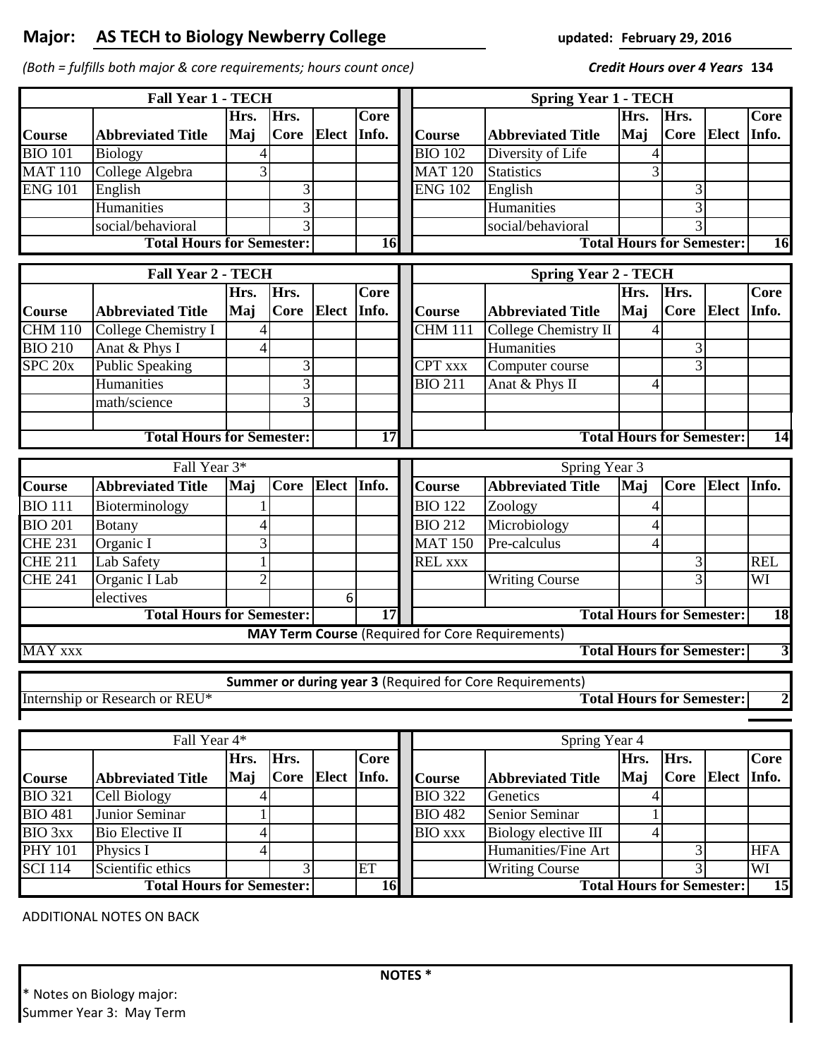**Major: AS TECH to Biology Newberry College** updated: February 29, 2016

*(Both = fulfills both major & core requirements; hours count once)* ***Credit Hours over 4 Years*** **134**

| Fall Year 1 - TECH | | | | | | Spring Year 1 - TECH | | | | | |
|---|---|---|---|---|---|---|---|---|---|---|---|
| Course | Abbreviated Title | Hrs. Maj | Hrs. Core | Elect | Core Info. | Course | Abbreviated Title | Hrs. Maj | Hrs. Core | Elect | Core Info. |
| BIO 101 | Biology | 4 | | | | BIO 102 | Diversity of Life | 4 | | | |
| MAT 110 | College Algebra | 3 | | | | MAT 120 | Statistics | 3 | | | |
| ENG 101 | English | | 3 | | | ENG 102 | English | | 3 | | |
| | Humanities | | 3 | | | | Humanities | | 3 | | |
| | social/behavioral | | 3 | | | | social/behavioral | | 3 | | |
| | Total Hours for Semester: | | | | 16 | | Total Hours for Semester: | | | | 16 |

| Fall Year 2 - TECH | | | | | | Spring Year 2 - TECH | | | | | |
|---|---|---|---|---|---|---|---|---|---|---|---|
| Course | Abbreviated Title | Hrs. Maj | Hrs. Core | Elect | Core Info. | Course | Abbreviated Title | Hrs. Maj | Hrs. Core | Elect | Core Info. |
| CHM 110 | College Chemistry I | 4 | | | | CHM 111 | College Chemistry II | 4 | | | |
| BIO 210 | Anat & Phys I | 4 | | | | | Humanities | | 3 | | |
| SPC 20x | Public Speaking | | 3 | | | CPT xxx | Computer course | | 3 | | |
| | Humanities | | 3 | | | BIO 211 | Anat & Phys II | 4 | | | |
| | math/science | | 3 | | | | | | | | |
| | | | | | | | | | | | |
| | Total Hours for Semester: | | | | 17 | | Total Hours for Semester: | | | | 14 |

| Fall Year 3* | | | | | | Spring Year 3 | | | | | |
|---|---|---|---|---|---|---|---|---|---|---|---|
| Course | Abbreviated Title | Maj | Core | Elect | Info. | Course | Abbreviated Title | Maj | Core | Elect | Info. |
| BIO 111 | Bioterminology | 1 | | | | BIO 122 | Zoology | 4 | | | |
| BIO 201 | Botany | 4 | | | | BIO 212 | Microbiology | 4 | | | |
| CHE 231 | Organic I | 3 | | | | MAT 150 | Pre-calculus | 4 | | | |
| CHE 211 | Lab Safety | 1 | | | | REL xxx | | | 3 | | REL |
| CHE 241 | Organic I Lab | 2 | | | | | Writing Course | | 3 | | WI |
| | electives | | | 6 | | | | | | | |
| | Total Hours for Semester: | | | | 17 | | Total Hours for Semester: | | | | 18 |

| **MAY Term Course** (Required for Core Requirements) | |
|---|---|
| MAY xxx | Total Hours for Semester: 3 |

| **Summer or during year 3** (Required for Core Requirements) | |
|---|---|
| Internship or Research or REU* | Total Hours for Semester: 2 |

| Fall Year 4* | | | | | | Spring Year 4 | | | | | |
|---|---|---|---|---|---|---|---|---|---|---|---|
| Course | Abbreviated Title | Hrs. Maj | Hrs. Core | Elect | Core Info. | Course | Abbreviated Title | Hrs. Maj | Hrs. Core | Elect | Core Info. |
| BIO 321 | Cell Biology | 4 | | | | BIO 322 | Genetics | 4 | | | |
| BIO 481 | Junior Seminar | 1 | | | | BIO 482 | Senior Seminar | 1 | | | |
| BIO 3xx | Bio Elective II | 4 | | | | BIO xxx | Biology elective III | 4 | | | |
| PHY 101 | Physics I | 4 | | | | | Humanities/Fine Art | | 3 | | HFA |
| SCI 114 | Scientific ethics | | 3 | | ET | | Writing Course | | 3 | | WI |
| | Total Hours for Semester: | | | | 16 | | Total Hours for Semester: | | | | 15 |

ADDITIONAL NOTES ON BACK

**NOTES ***

* Notes on Biology major:
Summer Year 3: May Term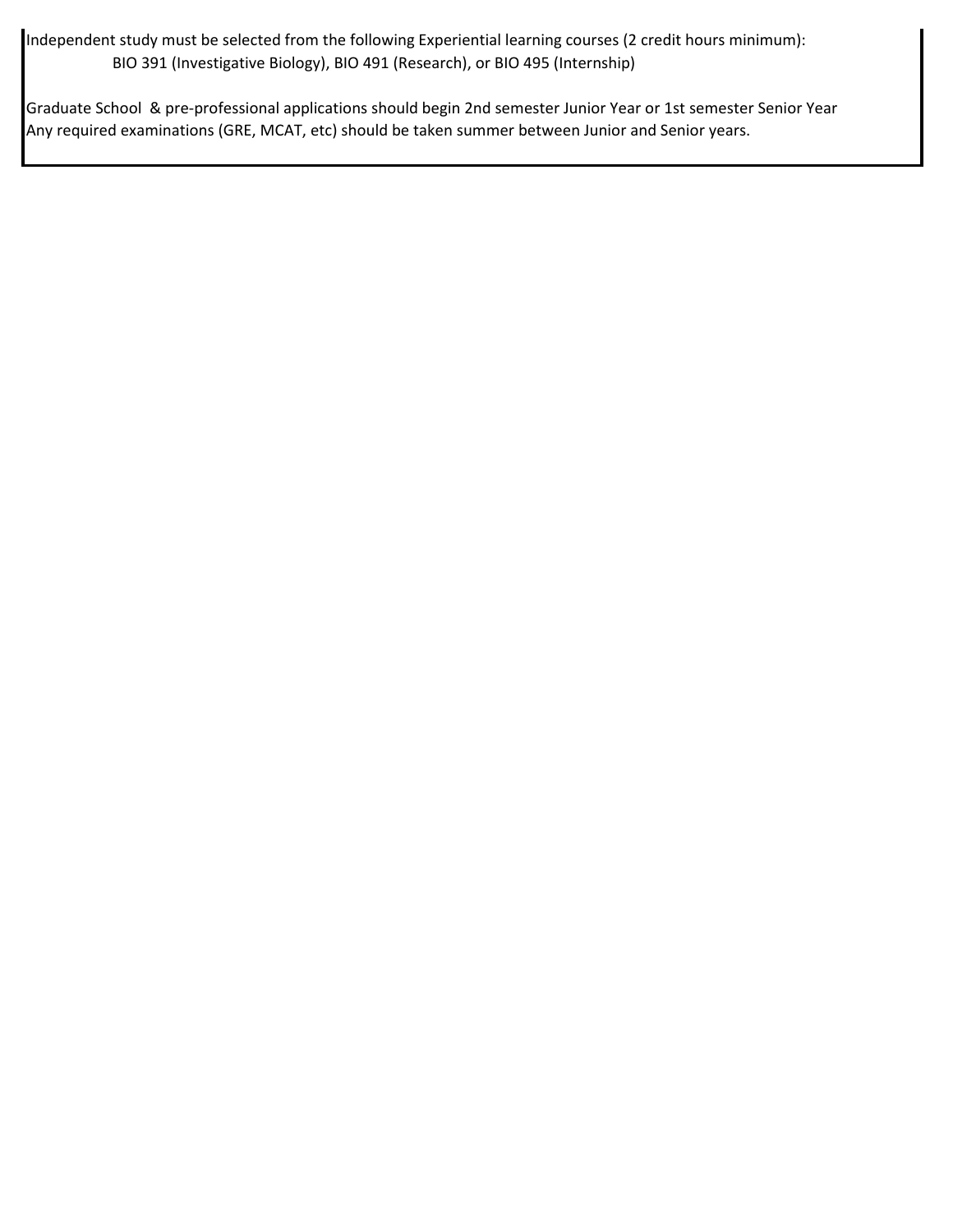Independent study must be selected from the following Experiential learning courses (2 credit hours minimum):

BIO 391 (Investigative Biology), BIO 491 (Research), or BIO 495 (Internship)

Graduate School & pre-professional applications should begin 2nd semester Junior Year or 1st semester Senior Year
Any required examinations (GRE, MCAT, etc) should be taken summer between Junior and Senior years.